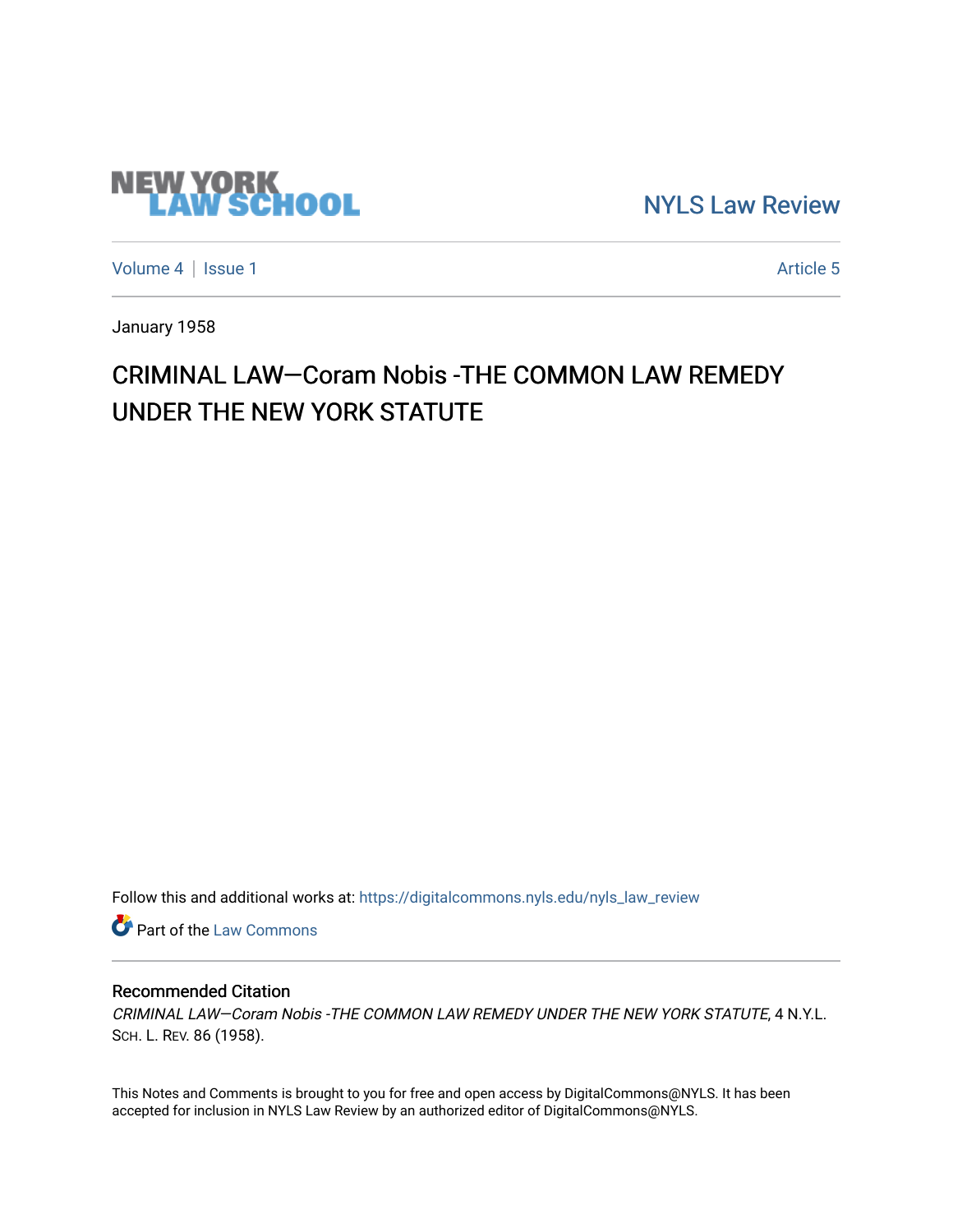NEW YORK LAW SCHOOL

NYLS Law Review

Volume 4 | Issue 1 | Article 5

January 1958

# CRIMINAL LAW—Coram Nobis -THE COMMON LAW REMEDY UNDER THE NEW YORK STATUTE

Follow this and additional works at: https://digitalcommons.nyls.edu/nyls_law_review

Part of the Law Commons

## Recommended Citation

*CRIMINAL LAW—Coram Nobis -THE COMMON LAW REMEDY UNDER THE NEW YORK STATUTE*, 4 N.Y.L. SCH. L. REV. 86 (1958).

This Notes and Comments is brought to you for free and open access by DigitalCommons@NYLS. It has been accepted for inclusion in NYLS Law Review by an authorized editor of DigitalCommons@NYLS.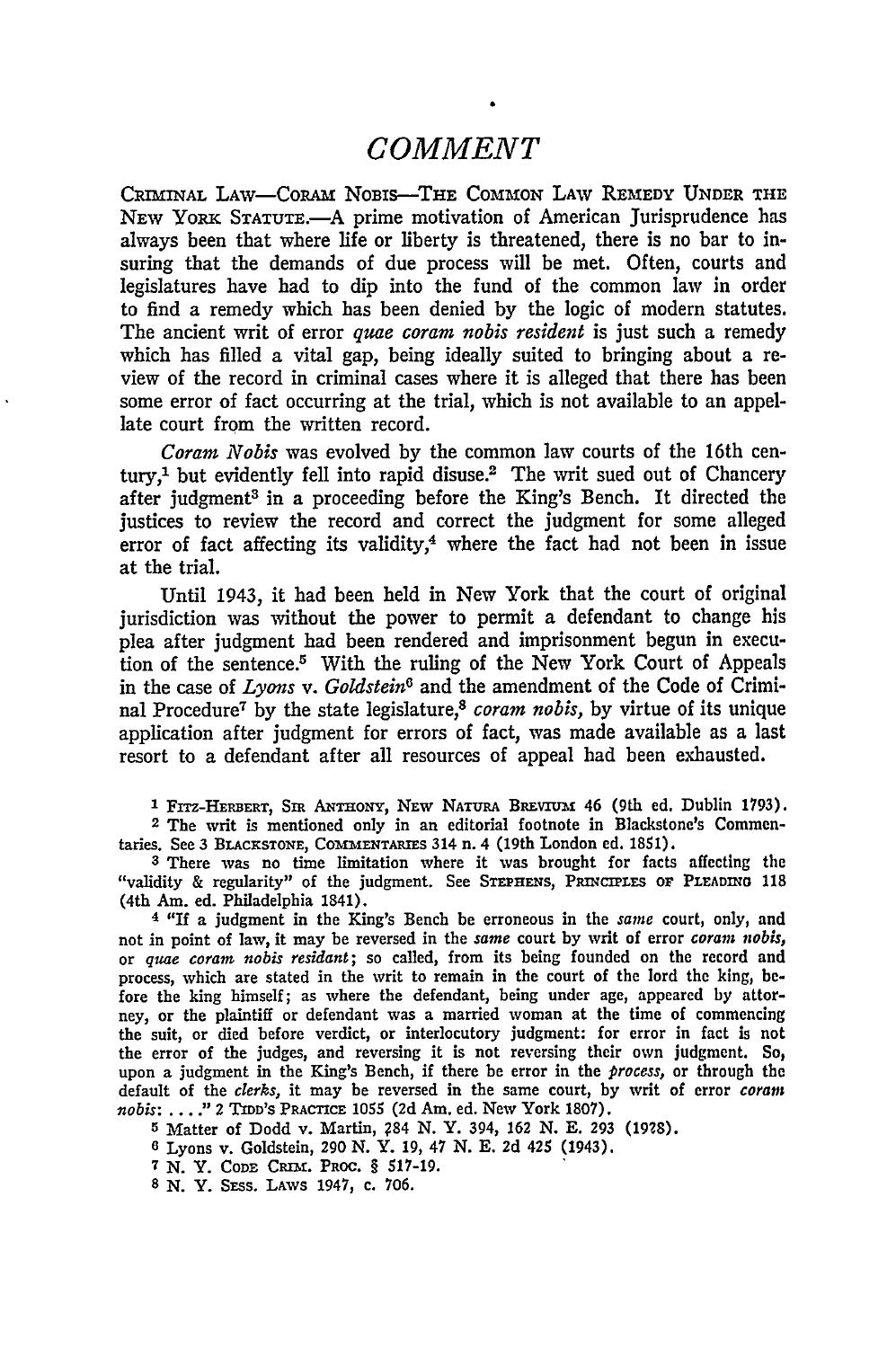# COMMENT

CRIMINAL LAW—CORAM NOBIS—THE COMMON LAW REMEDY UNDER THE NEW YORK STATUTE.—A prime motivation of American Jurisprudence has always been that where life or liberty is threatened, there is no bar to insuring that the demands of due process will be met. Often, courts and legislatures have had to dip into the fund of the common law in order to find a remedy which has been denied by the logic of modern statutes. The ancient writ of error *quae coram nobis resident* is just such a remedy which has filled a vital gap, being ideally suited to bringing about a review of the record in criminal cases where it is alleged that there has been some error of fact occurring at the trial, which is not available to an appellate court from the written record.

*Coram Nobis* was evolved by the common law courts of the 16th century,[1] but evidently fell into rapid disuse.[2] The writ sued out of Chancery after judgment[3] in a proceeding before the King's Bench. It directed the justices to review the record and correct the judgment for some alleged error of fact affecting its validity,[4] where the fact had not been in issue at the trial.

Until 1943, it had been held in New York that the court of original jurisdiction was without the power to permit a defendant to change his plea after judgment had been rendered and imprisonment begun in execution of the sentence.[5] With the ruling of the New York Court of Appeals in the case of *Lyons* v. *Goldstein*[6] and the amendment of the Code of Criminal Procedure[7] by the state legislature,[8] *coram nobis*, by virtue of its unique application after judgment for errors of fact, was made available as a last resort to a defendant after all resources of appeal had been exhausted.

[1] FITZ-HERBERT, SIR ANTHONY, NEW NATURA BREVIUM 46 (9th ed. Dublin 1793).

[2] The writ is mentioned only in an editorial footnote in Blackstone's Commentaries. See 3 BLACKSTONE, COMMENTARIES 314 n. 4 (19th London ed. 1851).

[3] There was no time limitation where it was brought for facts affecting the "validity & regularity" of the judgment. See STEPHENS, PRINCIPLES OF PLEADING 118 (4th Am. ed. Philadelphia 1841).

[4] "If a judgment in the King's Bench be erroneous in the *same* court, only, and not in point of law, it may be reversed in the *same* court by writ of error *coram nobis*, or *quae coram nobis residant*; so called, from its being founded on the record and process, which are stated in the writ to remain in the court of the lord the king, before the king himself; as where the defendant, being under age, appeared by attorney, or the plaintiff or defendant was a married woman at the time of commencing the suit, or died before verdict, or interlocutory judgment: for error in fact is not the error of the judges, and reversing it is not reversing their own judgment. So, upon a judgment in the King's Bench, if there be error in the *process*, or through the default of the *clerks*, it may be reversed in the same court, by writ of error *coram nobis*: . . . ." 2 TIDD'S PRACTICE 1055 (2d Am. ed. New York 1807).

[5] Matter of Dodd v. Martin, 284 N. Y. 394, 162 N. E. 293 (1928).

[6] Lyons v. Goldstein, 290 N. Y. 19, 47 N. E. 2d 425 (1943).

[7] N. Y. CODE CRIM. PROC. § 517-19.

[8] N. Y. SESS. LAWS 1947, c. 706.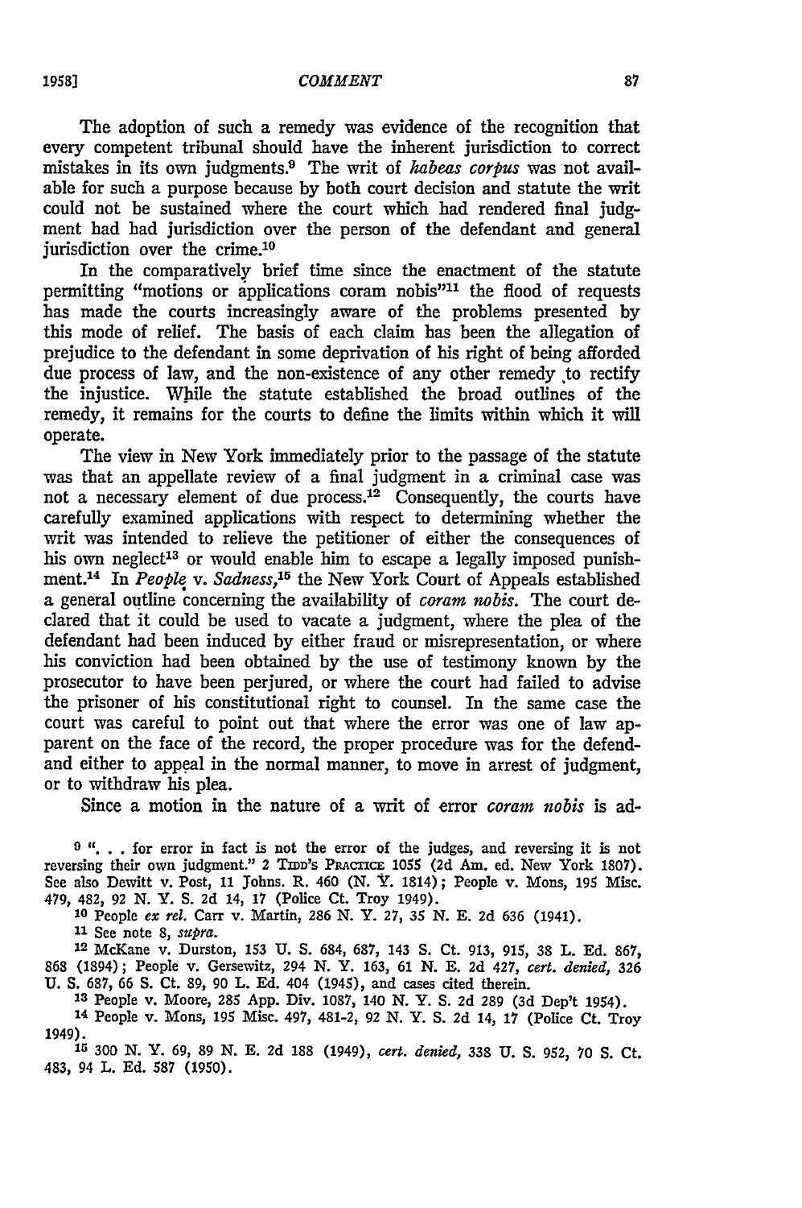The adoption of such a remedy was evidence of the recognition that every competent tribunal should have the inherent jurisdiction to correct mistakes in its own judgments.[9] The writ of *habeas corpus* was not available for such a purpose because by both court decision and statute the writ could not be sustained where the court which had rendered final judgment had had jurisdiction over the person of the defendant and general jurisdiction over the crime.[10]

In the comparatively brief time since the enactment of the statute permitting "motions or applications coram nobis"[11] the flood of requests has made the courts increasingly aware of the problems presented by this mode of relief. The basis of each claim has been the allegation of prejudice to the defendant in some deprivation of his right of being afforded due process of law, and the non-existence of any other remedy to rectify the injustice. While the statute established the broad outlines of the remedy, it remains for the courts to define the limits within which it will operate.

The view in New York immediately prior to the passage of the statute was that an appellate review of a final judgment in a criminal case was not a necessary element of due process.[12] Consequently, the courts have carefully examined applications with respect to determining whether the writ was intended to relieve the petitioner of either the consequences of his own neglect[13] or would enable him to escape a legally imposed punishment.[14] In *People* v. *Sadness*,[15] the New York Court of Appeals established a general outline concerning the availability of *coram nobis*. The court declared that it could be used to vacate a judgment, where the plea of the defendant had been induced by either fraud or misrepresentation, or where his conviction had been obtained by the use of testimony known by the prosecutor to have been perjured, or where the court had failed to advise the prisoner of his constitutional right to counsel. In the same case the court was careful to point out that where the error was one of law apparent on the face of the record, the proper procedure was for the defendand either to appeal in the normal manner, to move in arrest of judgment, or to withdraw his plea.

Since a motion in the nature of a writ of error *coram nobis* is ad-

---

[9] ". . . for error in fact is not the error of the judges, and reversing it is not reversing their own judgment." 2 TIDD'S PRACTICE 1055 (2d Am. ed. New York 1807). See also Dewitt v. Post, 11 Johns. R. 460 (N. Y. 1814); People v. Mons, 195 Misc. 479, 482, 92 N. Y. S. 2d 14, 17 (Police Ct. Troy 1949).

[10] People *ex rel.* Carr v. Martin, 286 N. Y. 27, 35 N. E. 2d 636 (1941).

[11] See note 8, *supra.*

[12] McKane v. Durston, 153 U. S. 684, 687, 143 S. Ct. 913, 915, 38 L. Ed. 867, 868 (1894); People v. Gersewitz, 294 N. Y. 163, 61 N. E. 2d 427, *cert. denied*, 326 U. S. 687, 66 S. Ct. 89, 90 L. Ed. 404 (1945), and cases cited therein.

[13] People v. Moore, 285 App. Div. 1087, 140 N. Y. S. 2d 289 (3d Dep't 1954).

[14] People v. Mons, 195 Misc. 497, 481-2, 92 N. Y. S. 2d 14, 17 (Police Ct. Troy 1949).

[15] 300 N. Y. 69, 89 N. E. 2d 188 (1949), *cert. denied*, 338 U. S. 952, 70 S. Ct. 483, 94 L. Ed. 587 (1950).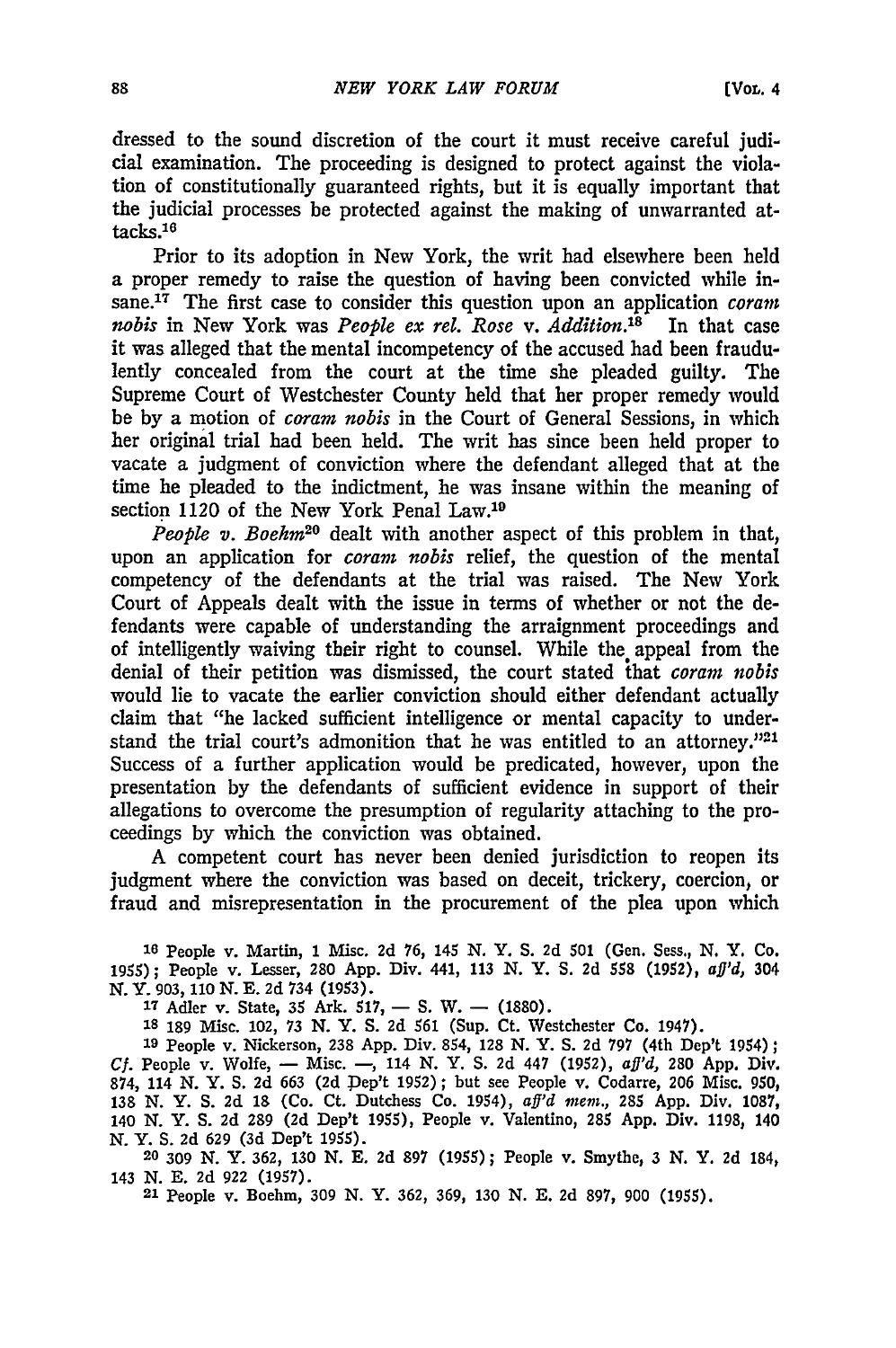dressed to the sound discretion of the court it must receive careful judicial examination. The proceeding is designed to protect against the violation of constitutionally guaranteed rights, but it is equally important that the judicial processes be protected against the making of unwarranted attacks.[16]

Prior to its adoption in New York, the writ had elsewhere been held a proper remedy to raise the question of having been convicted while insane.[17] The first case to consider this question upon an application *coram nobis* in New York was *People ex rel. Rose* v. *Addition*.[18] In that case it was alleged that the mental incompetency of the accused had been fraudulently concealed from the court at the time she pleaded guilty. The Supreme Court of Westchester County held that her proper remedy would be by a motion of *coram nobis* in the Court of General Sessions, in which her original trial had been held. The writ has since been held proper to vacate a judgment of conviction where the defendant alleged that at the time he pleaded to the indictment, he was insane within the meaning of section 1120 of the New York Penal Law.[19]

*People v. Boehm*[20] dealt with another aspect of this problem in that, upon an application for *coram nobis* relief, the question of the mental competency of the defendants at the trial was raised. The New York Court of Appeals dealt with the issue in terms of whether or not the defendants were capable of understanding the arraignment proceedings and of intelligently waiving their right to counsel. While the appeal from the denial of their petition was dismissed, the court stated that *coram nobis* would lie to vacate the earlier conviction should either defendant actually claim that "he lacked sufficient intelligence or mental capacity to understand the trial court's admonition that he was entitled to an attorney."[21] Success of a further application would be predicated, however, upon the presentation by the defendants of sufficient evidence in support of their allegations to overcome the presumption of regularity attaching to the proceedings by which the conviction was obtained.

A competent court has never been denied jurisdiction to reopen its judgment where the conviction was based on deceit, trickery, coercion, or fraud and misrepresentation in the procurement of the plea upon which

---

[16] People v. Martin, 1 Misc. 2d 76, 145 N. Y. S. 2d 501 (Gen. Sess., N. Y. Co. 1955); People v. Lesser, 280 App. Div. 441, 113 N. Y. S. 2d 558 (1952), *aff'd*, 304 N. Y. 903, 110 N. E. 2d 734 (1953).

[17] Adler v. State, 35 Ark. 517, — S. W. — (1880).

[18] 189 Misc. 102, 73 N. Y. S. 2d 561 (Sup. Ct. Westchester Co. 1947).

[19] People v. Nickerson, 238 App. Div. 854, 128 N. Y. S. 2d 797 (4th Dep't 1954); *Cf.* People v. Wolfe, — Misc. —, 114 N. Y. S. 2d 447 (1952), *aff'd*, 280 App. Div. 874, 114 N. Y. S. 2d 663 (2d Dep't 1952); but see People v. Codarre, 206 Misc. 950, 138 N. Y. S. 2d 18 (Co. Ct. Dutchess Co. 1954), *aff'd mem.*, 285 App. Div. 1087, 140 N. Y. S. 2d 289 (2d Dep't 1955), People v. Valentino, 285 App. Div. 1198, 140 N. Y. S. 2d 629 (3d Dep't 1955).

[20] 309 N. Y. 362, 130 N. E. 2d 897 (1955); People v. Smythe, 3 N. Y. 2d 184, 143 N. E. 2d 922 (1957).

[21] People v. Boehm, 309 N. Y. 362, 369, 130 N. E. 2d 897, 900 (1955).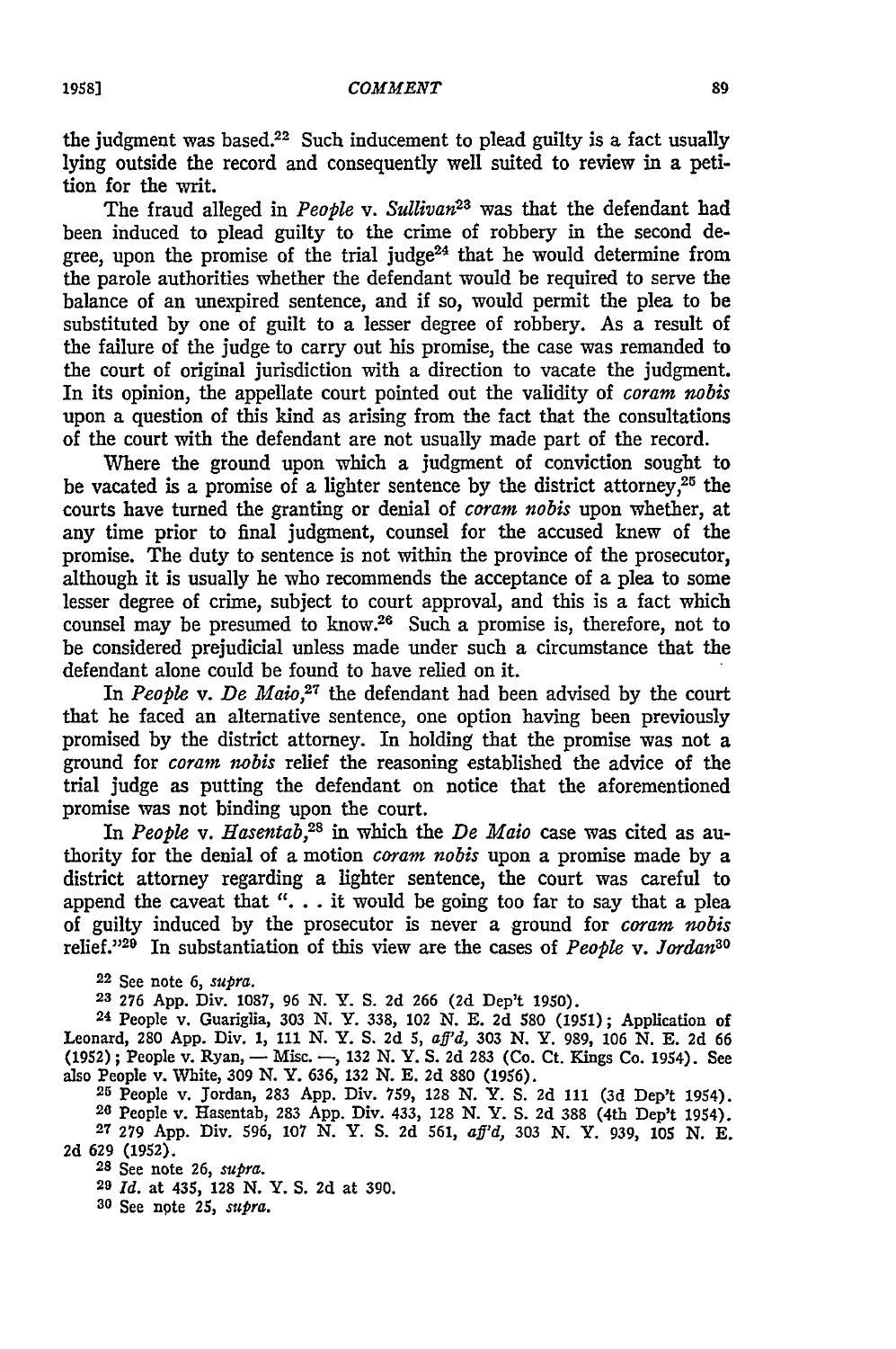the judgment was based.[22] Such inducement to plead guilty is a fact usually lying outside the record and consequently well suited to review in a petition for the writ.

The fraud alleged in *People* v. *Sullivan*[23] was that the defendant had been induced to plead guilty to the crime of robbery in the second degree, upon the promise of the trial judge[24] that he would determine from the parole authorities whether the defendant would be required to serve the balance of an unexpired sentence, and if so, would permit the plea to be substituted by one of guilt to a lesser degree of robbery. As a result of the failure of the judge to carry out his promise, the case was remanded to the court of original jurisdiction with a direction to vacate the judgment. In its opinion, the appellate court pointed out the validity of *coram nobis* upon a question of this kind as arising from the fact that the consultations of the court with the defendant are not usually made part of the record.

Where the ground upon which a judgment of conviction sought to be vacated is a promise of a lighter sentence by the district attorney,[25] the courts have turned the granting or denial of *coram nobis* upon whether, at any time prior to final judgment, counsel for the accused knew of the promise. The duty to sentence is not within the province of the prosecutor, although it is usually he who recommends the acceptance of a plea to some lesser degree of crime, subject to court approval, and this is a fact which counsel may be presumed to know.[26] Such a promise is, therefore, not to be considered prejudicial unless made under such a circumstance that the defendant alone could be found to have relied on it.

In *People* v. *De Maio*,[27] the defendant had been advised by the court that he faced an alternative sentence, one option having been previously promised by the district attorney. In holding that the promise was not a ground for *coram nobis* relief the reasoning established the advice of the trial judge as putting the defendant on notice that the aforementioned promise was not binding upon the court.

In *People* v. *Hasentab*,[28] in which the *De Maio* case was cited as authority for the denial of a motion *coram nobis* upon a promise made by a district attorney regarding a lighter sentence, the court was careful to append the caveat that ". . . it would be going too far to say that a plea of guilty induced by the prosecutor is never a ground for *coram nobis* relief."[29] In substantiation of this view are the cases of *People* v. *Jordan*[30]

---

[22] See note 6, *supra*.

[23] 276 App. Div. 1087, 96 N. Y. S. 2d 266 (2d Dep't 1950).

[24] People v. Guariglia, 303 N. Y. 338, 102 N. E. 2d 580 (1951); Application of Leonard, 280 App. Div. 1, 111 N. Y. S. 2d 5, *aff'd*, 303 N. Y. 989, 106 N. E. 2d 66 (1952); People v. Ryan, — Misc. —, 132 N. Y. S. 2d 283 (Co. Ct. Kings Co. 1954). See also People v. White, 309 N. Y. 636, 132 N. E. 2d 880 (1956).

[25] People v. Jordan, 283 App. Div. 759, 128 N. Y. S. 2d 111 (3d Dep't 1954).

[26] People v. Hasentab, 283 App. Div. 433, 128 N. Y. S. 2d 388 (4th Dep't 1954).

[27] 279 App. Div. 596, 107 N. Y. S. 2d 561, *aff'd*, 303 N. Y. 939, 105 N. E. 2d 629 (1952).

[28] See note 26, *supra*.

[29] *Id.* at 435, 128 N. Y. S. 2d at 390.

[30] See note 25, *supra*.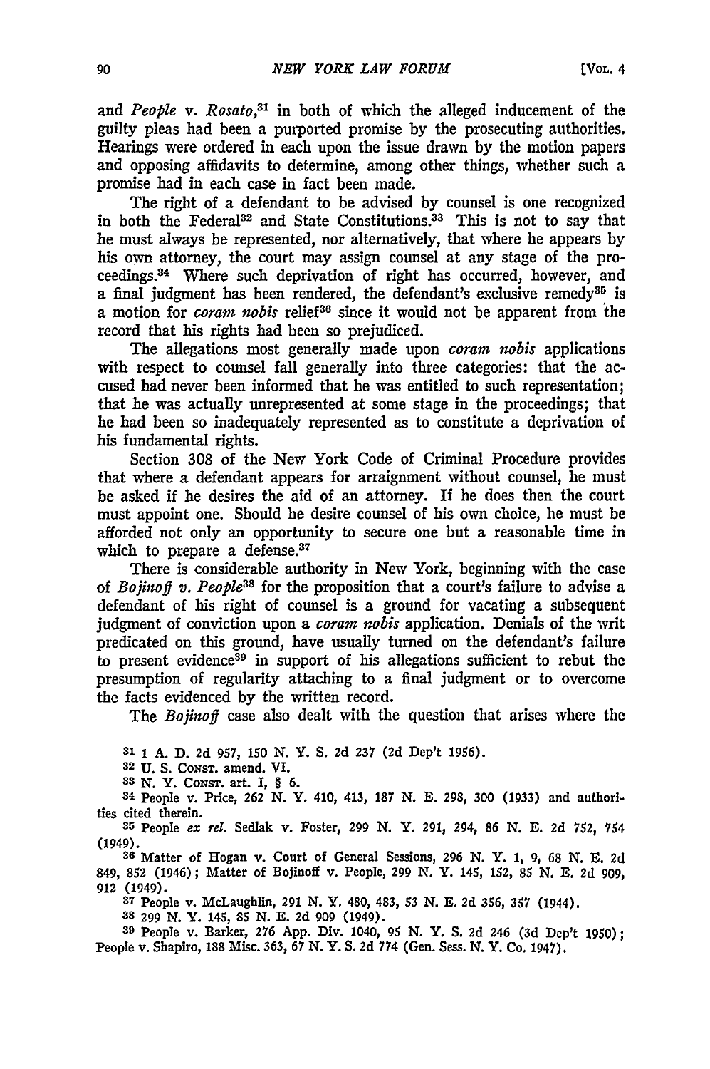and *People* v. *Rosato*,[31] in both of which the alleged inducement of the guilty pleas had been a purported promise by the prosecuting authorities. Hearings were ordered in each upon the issue drawn by the motion papers and opposing affidavits to determine, among other things, whether such a promise had in each case in fact been made.

The right of a defendant to be advised by counsel is one recognized in both the Federal[32] and State Constitutions.[33] This is not to say that he must always be represented, nor alternatively, that where he appears by his own attorney, the court may assign counsel at any stage of the proceedings.[34] Where such deprivation of right has occurred, however, and a final judgment has been rendered, the defendant's exclusive remedy[35] is a motion for *coram nobis* relief[36] since it would not be apparent from the record that his rights had been so prejudiced.

The allegations most generally made upon *coram nobis* applications with respect to counsel fall generally into three categories: that the accused had never been informed that he was entitled to such representation; that he was actually unrepresented at some stage in the proceedings; that he had been so inadequately represented as to constitute a deprivation of his fundamental rights.

Section 308 of the New York Code of Criminal Procedure provides that where a defendant appears for arraignment without counsel, he must be asked if he desires the aid of an attorney. If he does then the court must appoint one. Should he desire counsel of his own choice, he must be afforded not only an opportunity to secure one but a reasonable time in which to prepare a defense.[37]

There is considerable authority in New York, beginning with the case of *Bojinoff v. People*[38] for the proposition that a court's failure to advise a defendant of his right of counsel is a ground for vacating a subsequent judgment of conviction upon a *coram nobis* application. Denials of the writ predicated on this ground, have usually turned on the defendant's failure to present evidence[39] in support of his allegations sufficient to rebut the presumption of regularity attaching to a final judgment or to overcome the facts evidenced by the written record.

The *Bojinoff* case also dealt with the question that arises where the

[31] 1 A. D. 2d 957, 150 N. Y. S. 2d 237 (2d Dep't 1956).

[32] U. S. CONST. amend. VI.

[33] N. Y. CONST. art. I, § 6.

[34] People v. Price, 262 N. Y. 410, 413, 187 N. E. 298, 300 (1933) and authorities cited therein.

[35] People *ex rel.* Sedlak v. Foster, 299 N. Y. 291, 294, 86 N. E. 2d 752, 754 (1949).

[36] Matter of Hogan v. Court of General Sessions, 296 N. Y. 1, 9, 68 N. E. 2d 849, 852 (1946); Matter of Bojinoff v. People, 299 N. Y. 145, 152, 85 N. E. 2d 909, 912 (1949).

[37] People v. McLaughlin, 291 N. Y. 480, 483, 53 N. E. 2d 356, 357 (1944).

[38] 299 N. Y. 145, 85 N. E. 2d 909 (1949).

[39] People v. Barker, 276 App. Div. 1040, 95 N. Y. S. 2d 246 (3d Dep't 1950); People v. Shapiro, 188 Misc. 363, 67 N. Y. S. 2d 774 (Gen. Sess. N. Y. Co. 1947).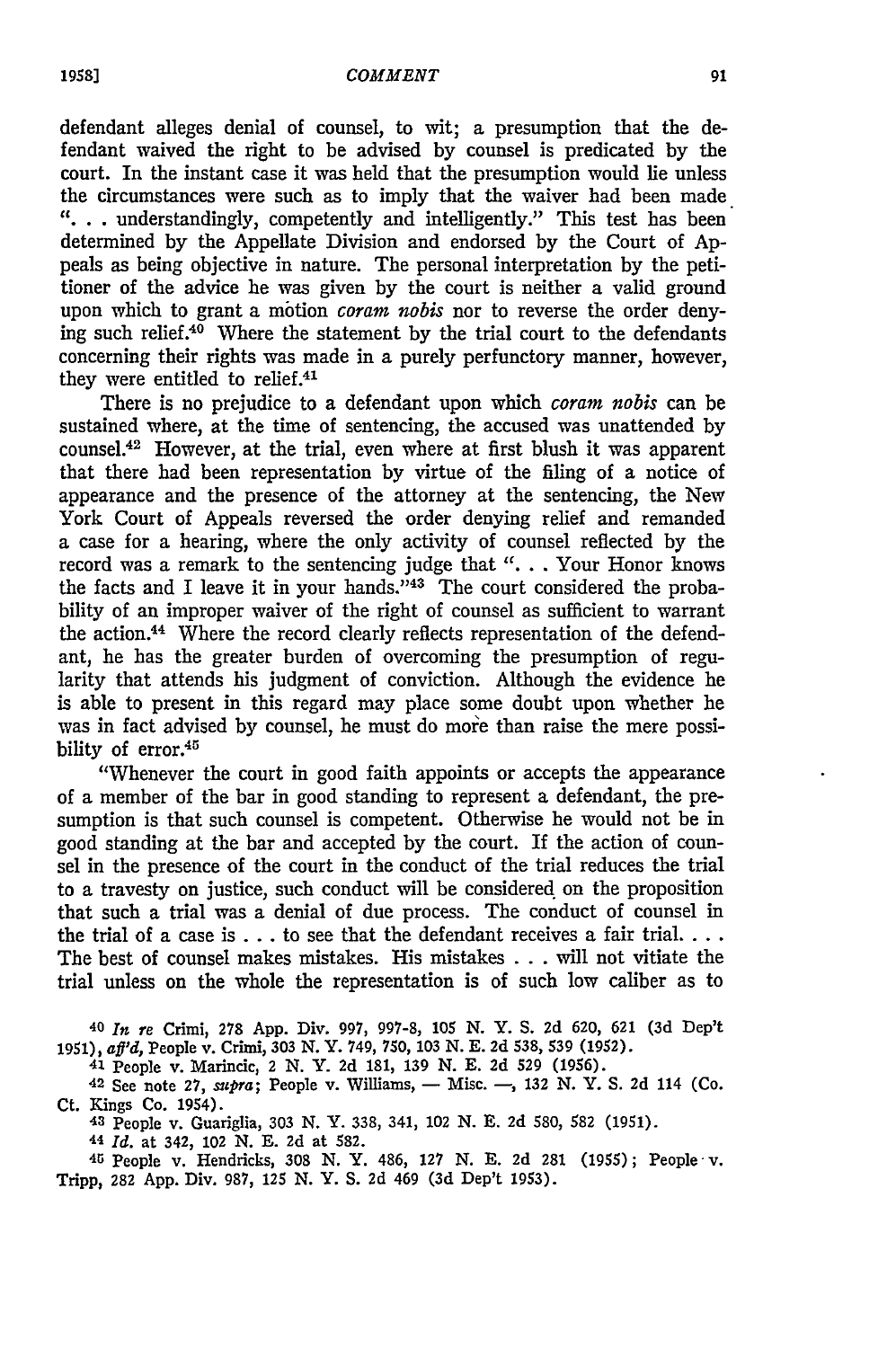defendant alleges denial of counsel, to wit; a presumption that the defendant waived the right to be advised by counsel is predicated by the court. In the instant case it was held that the presumption would lie unless the circumstances were such as to imply that the waiver had been made ". . . understandingly, competently and intelligently." This test has been determined by the Appellate Division and endorsed by the Court of Appeals as being objective in nature. The personal interpretation by the petitioner of the advice he was given by the court is neither a valid ground upon which to grant a motion *coram nobis* nor to reverse the order denying such relief.[40] Where the statement by the trial court to the defendants concerning their rights was made in a purely perfunctory manner, however, they were entitled to relief.[41]

There is no prejudice to a defendant upon which *coram nobis* can be sustained where, at the time of sentencing, the accused was unattended by counsel.[42] However, at the trial, even where at first blush it was apparent that there had been representation by virtue of the filing of a notice of appearance and the presence of the attorney at the sentencing, the New York Court of Appeals reversed the order denying relief and remanded a case for a hearing, where the only activity of counsel reflected by the record was a remark to the sentencing judge that ". . . Your Honor knows the facts and I leave it in your hands."[43] The court considered the probability of an improper waiver of the right of counsel as sufficient to warrant the action.[44] Where the record clearly reflects representation of the defendant, he has the greater burden of overcoming the presumption of regularity that attends his judgment of conviction. Although the evidence he is able to present in this regard may place some doubt upon whether he was in fact advised by counsel, he must do more than raise the mere possibility of error.[45]

"Whenever the court in good faith appoints or accepts the appearance of a member of the bar in good standing to represent a defendant, the presumption is that such counsel is competent. Otherwise he would not be in good standing at the bar and accepted by the court. If the action of counsel in the presence of the court in the conduct of the trial reduces the trial to a travesty on justice, such conduct will be considered on the proposition that such a trial was a denial of due process. The conduct of counsel in the trial of a case is . . . to see that the defendant receives a fair trial. . . . The best of counsel makes mistakes. His mistakes . . . will not vitiate the trial unless on the whole the representation is of such low caliber as to

---

[40] *In re* Crimi, 278 App. Div. 997, 997-8, 105 N. Y. S. 2d 620, 621 (3d Dep't 1951), *aff'd*, People v. Crimi, 303 N. Y. 749, 750, 103 N. E. 2d 538, 539 (1952).

[41] People v. Marincic, 2 N. Y. 2d 181, 139 N. E. 2d 529 (1956).

[42] See note 27, *supra*; People v. Williams, — Misc. —, 132 N. Y. S. 2d 114 (Co. Ct. Kings Co. 1954).

[43] People v. Guariglia, 303 N. Y. 338, 341, 102 N. E. 2d 580, 582 (1951).

[44] *Id.* at 342, 102 N. E. 2d at 582.

[45] People v. Hendricks, 308 N. Y. 486, 127 N. E. 2d 281 (1955); People v. Tripp, 282 App. Div. 987, 125 N. Y. S. 2d 469 (3d Dep't 1953).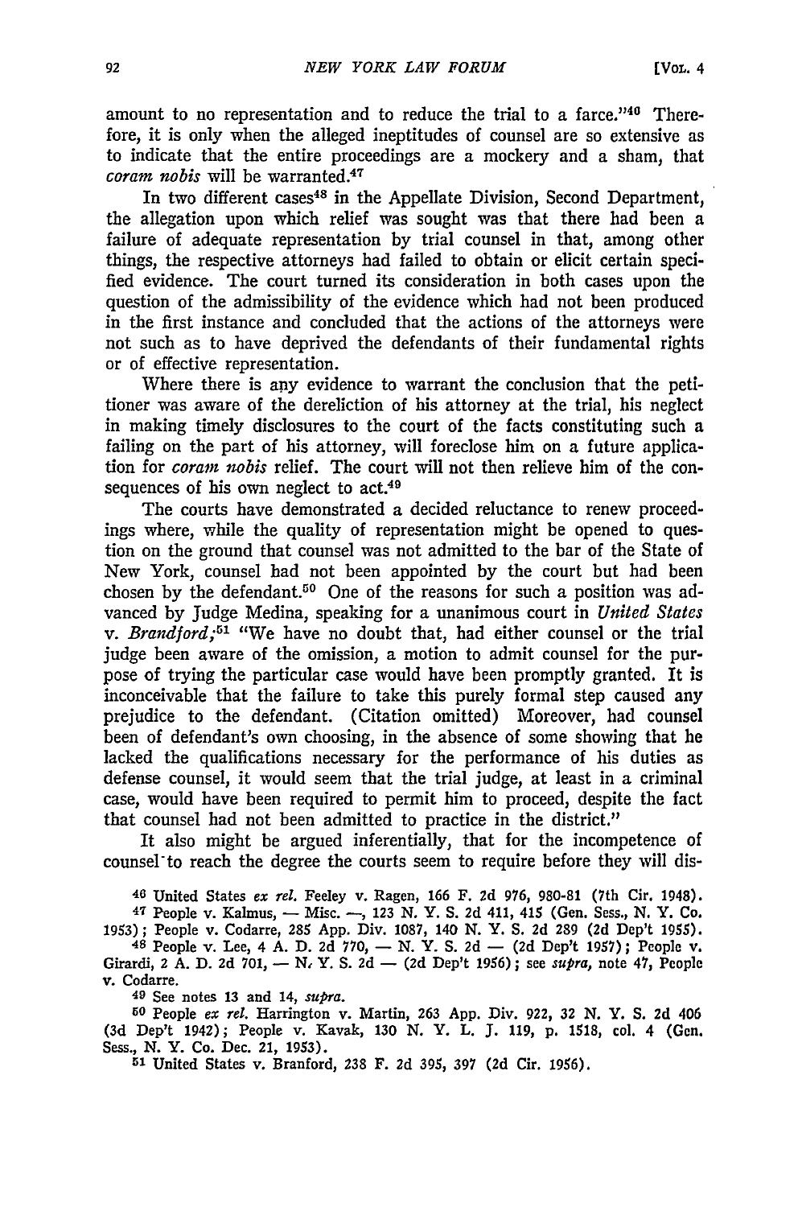amount to no representation and to reduce the trial to a farce."[46] Therefore, it is only when the alleged ineptitudes of counsel are so extensive as to indicate that the entire proceedings are a mockery and a sham, that *coram nobis* will be warranted.[47]

In two different cases[48] in the Appellate Division, Second Department, the allegation upon which relief was sought was that there had been a failure of adequate representation by trial counsel in that, among other things, the respective attorneys had failed to obtain or elicit certain specified evidence. The court turned its consideration in both cases upon the question of the admissibility of the evidence which had not been produced in the first instance and concluded that the actions of the attorneys were not such as to have deprived the defendants of their fundamental rights or of effective representation.

Where there is any evidence to warrant the conclusion that the petitioner was aware of the dereliction of his attorney at the trial, his neglect in making timely disclosures to the court of the facts constituting such a failing on the part of his attorney, will foreclose him on a future application for *coram nobis* relief. The court will not then relieve him of the consequences of his own neglect to act.[49]

The courts have demonstrated a decided reluctance to renew proceedings where, while the quality of representation might be opened to question on the ground that counsel was not admitted to the bar of the State of New York, counsel had not been appointed by the court but had been chosen by the defendant.[50] One of the reasons for such a position was advanced by Judge Medina, speaking for a unanimous court in *United States v. Brandford*;[51] "We have no doubt that, had either counsel or the trial judge been aware of the omission, a motion to admit counsel for the purpose of trying the particular case would have been promptly granted. It is inconceivable that the failure to take this purely formal step caused any prejudice to the defendant. (Citation omitted) Moreover, had counsel been of defendant's own choosing, in the absence of some showing that he lacked the qualifications necessary for the performance of his duties as defense counsel, it would seem that the trial judge, at least in a criminal case, would have been required to permit him to proceed, despite the fact that counsel had not been admitted to practice in the district."

It also might be argued inferentially, that for the incompetence of counsel to reach the degree the courts seem to require before they will dis-

---

[46] United States *ex rel.* Feeley v. Ragen, 166 F. 2d 976, 980-81 (7th Cir. 1948).

[47] People v. Kalmus, — Misc. —, 123 N. Y. S. 2d 411, 415 (Gen. Sess., N. Y. Co. 1953); People v. Codarre, 285 App. Div. 1087, 140 N. Y. S. 2d 289 (2d Dep't 1955).

[48] People v. Lee, 4 A. D. 2d 770, — N. Y. S. 2d — (2d Dep't 1957); People v. Girardi, 2 A. D. 2d 701, — N. Y. S. 2d — (2d Dep't 1956); see *supra*, note 47, People v. Codarre.

[49] See notes 13 and 14, *supra*.

[50] People *ex rel.* Harrington v. Martin, 263 App. Div. 922, 32 N. Y. S. 2d 406 (3d Dep't 1942); People v. Kavak, 130 N. Y. L. J. 119, p. 1518, col. 4 (Gen. Sess., N. Y. Co. Dec. 21, 1953).

[51] United States v. Branford, 238 F. 2d 395, 397 (2d Cir. 1956).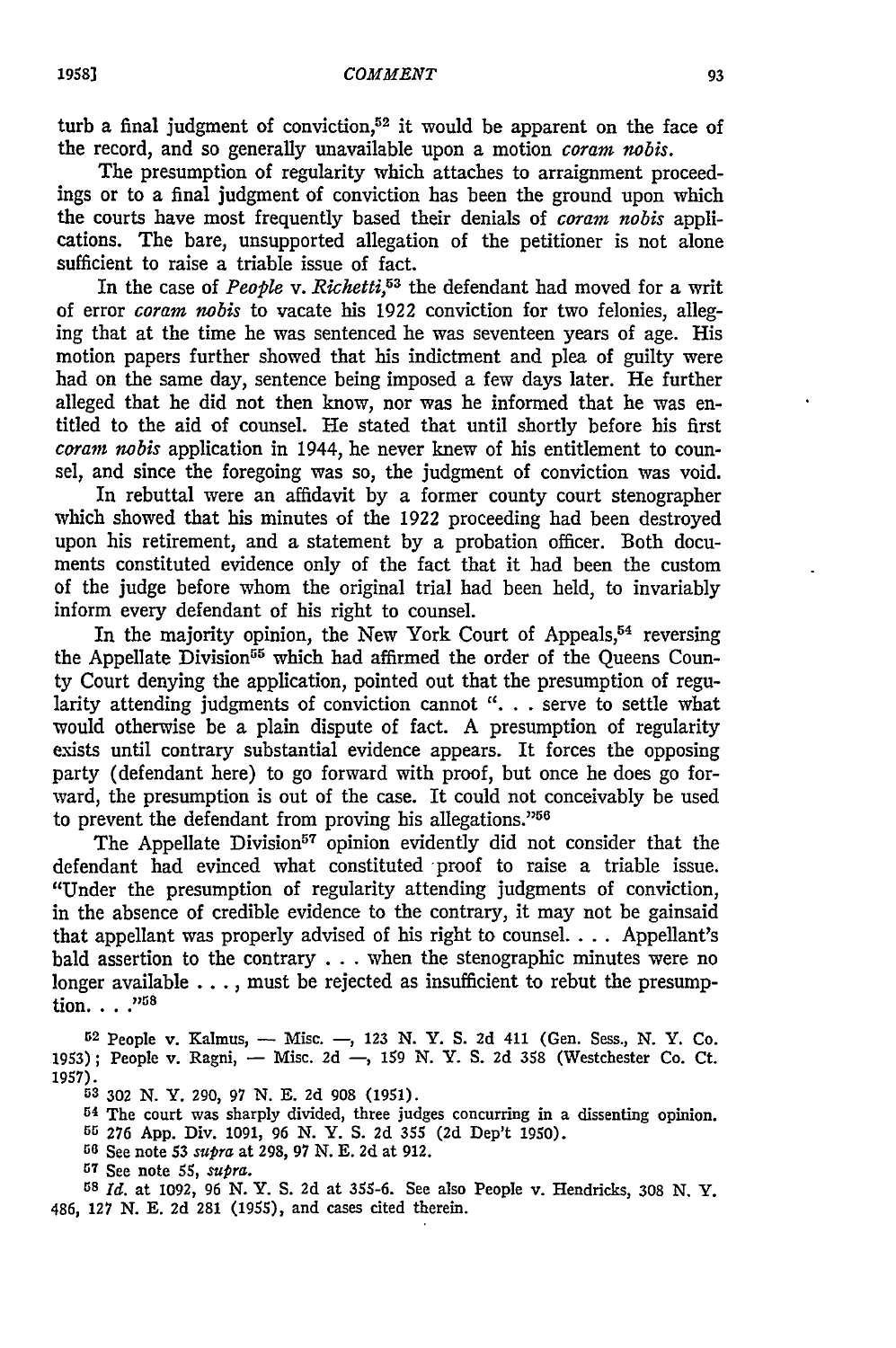turb a final judgment of conviction,[52] it would be apparent on the face of the record, and so generally unavailable upon a motion *coram nobis*.

The presumption of regularity which attaches to arraignment proceedings or to a final judgment of conviction has been the ground upon which the courts have most frequently based their denials of *coram nobis* applications. The bare, unsupported allegation of the petitioner is not alone sufficient to raise a triable issue of fact.

In the case of *People* v. *Richetti*,[53] the defendant had moved for a writ of error *coram nobis* to vacate his 1922 conviction for two felonies, alleging that at the time he was sentenced he was seventeen years of age. His motion papers further showed that his indictment and plea of guilty were had on the same day, sentence being imposed a few days later. He further alleged that he did not then know, nor was he informed that he was entitled to the aid of counsel. He stated that until shortly before his first *coram nobis* application in 1944, he never knew of his entitlement to counsel, and since the foregoing was so, the judgment of conviction was void.

In rebuttal were an affidavit by a former county court stenographer which showed that his minutes of the 1922 proceeding had been destroyed upon his retirement, and a statement by a probation officer. Both documents constituted evidence only of the fact that it had been the custom of the judge before whom the original trial had been held, to invariably inform every defendant of his right to counsel.

In the majority opinion, the New York Court of Appeals,[54] reversing the Appellate Division[55] which had affirmed the order of the Queens County Court denying the application, pointed out that the presumption of regularity attending judgments of conviction cannot ". . . serve to settle what would otherwise be a plain dispute of fact. A presumption of regularity exists until contrary substantial evidence appears. It forces the opposing party (defendant here) to go forward with proof, but once he does go forward, the presumption is out of the case. It could not conceivably be used to prevent the defendant from proving his allegations."[56]

The Appellate Division[57] opinion evidently did not consider that the defendant had evinced what constituted proof to raise a triable issue. "Under the presumption of regularity attending judgments of conviction, in the absence of credible evidence to the contrary, it may not be gainsaid that appellant was properly advised of his right to counsel. . . . Appellant's bald assertion to the contrary . . . when the stenographic minutes were no longer available . . . , must be rejected as insufficient to rebut the presumption. . . ."[58]

---

[52] People v. Kalmus, — Misc. —, 123 N. Y. S. 2d 411 (Gen. Sess., N. Y. Co. 1953); People v. Ragni, — Misc. 2d —, 159 N. Y. S. 2d 358 (Westchester Co. Ct. 1957).

[53] 302 N. Y. 290, 97 N. E. 2d 908 (1951).

[54] The court was sharply divided, three judges concurring in a dissenting opinion.

[55] 276 App. Div. 1091, 96 N. Y. S. 2d 355 (2d Dep't 1950).

[56] See note 53 *supra* at 298, 97 N. E. 2d at 912.

[57] See note 55, *supra*.

[58] *Id.* at 1092, 96 N. Y. S. 2d at 355-6. See also People v. Hendricks, 308 N. Y. 486, 127 N. E. 2d 281 (1955), and cases cited therein.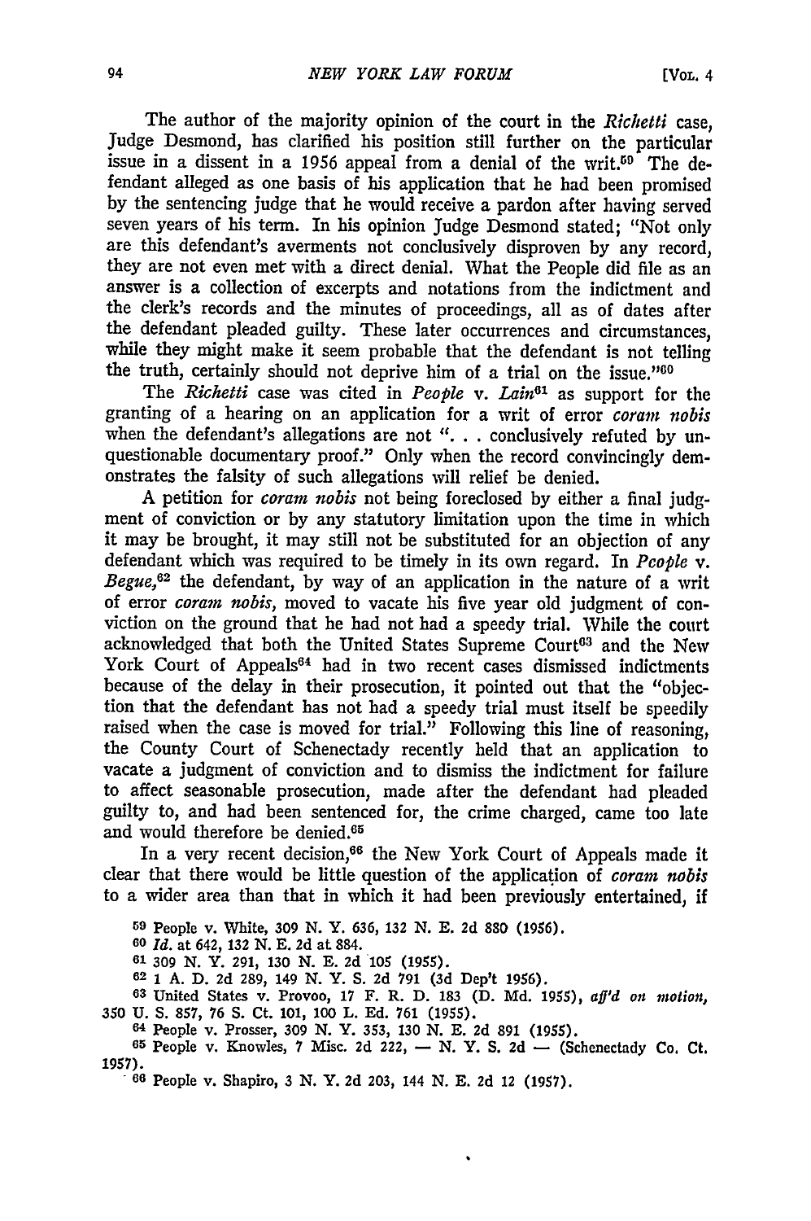The author of the majority opinion of the court in the *Richetti* case, Judge Desmond, has clarified his position still further on the particular issue in a dissent in a 1956 appeal from a denial of the writ.[59] The defendant alleged as one basis of his application that he had been promised by the sentencing judge that he would receive a pardon after having served seven years of his term. In his opinion Judge Desmond stated; "Not only are this defendant's averments not conclusively disproven by any record, they are not even met with a direct denial. What the People did file as an answer is a collection of excerpts and notations from the indictment and the clerk's records and the minutes of proceedings, all as of dates after the defendant pleaded guilty. These later occurrences and circumstances, while they might make it seem probable that the defendant is not telling the truth, certainly should not deprive him of a trial on the issue."[60]

The *Richetti* case was cited in *People v. Lain*[61] as support for the granting of a hearing on an application for a writ of error *coram nobis* when the defendant's allegations are not ". . . conclusively refuted by unquestionable documentary proof." Only when the record convincingly demonstrates the falsity of such allegations will relief be denied.

A petition for *coram nobis* not being foreclosed by either a final judgment of conviction or by any statutory limitation upon the time in which it may be brought, it may still not be substituted for an objection of any defendant which was required to be timely in its own regard. In *People v. Begue*,[62] the defendant, by way of an application in the nature of a writ of error *coram nobis*, moved to vacate his five year old judgment of conviction on the ground that he had not had a speedy trial. While the court acknowledged that both the United States Supreme Court[63] and the New York Court of Appeals[64] had in two recent cases dismissed indictments because of the delay in their prosecution, it pointed out that the "objection that the defendant has not had a speedy trial must itself be speedily raised when the case is moved for trial." Following this line of reasoning, the County Court of Schenectady recently held that an application to vacate a judgment of conviction and to dismiss the indictment for failure to affect seasonable prosecution, made after the defendant had pleaded guilty to, and had been sentenced for, the crime charged, came too late and would therefore be denied.[65]

In a very recent decision,[66] the New York Court of Appeals made it clear that there would be little question of the application of *coram nobis* to a wider area than that in which it had been previously entertained, if

---

[59] People v. White, 309 N. Y. 636, 132 N. E. 2d 880 (1956).

[60] *Id.* at 642, 132 N. E. 2d at 884.

[61] 309 N. Y. 291, 130 N. E. 2d 105 (1955).

[62] 1 A. D. 2d 289, 149 N. Y. S. 2d 791 (3d Dep't 1956).

[63] United States v. Provoo, 17 F. R. D. 183 (D. Md. 1955), *aff'd on motion*, 350 U. S. 857, 76 S. Ct. 101, 100 L. Ed. 761 (1955).

[64] People v. Prosser, 309 N. Y. 353, 130 N. E. 2d 891 (1955).

[65] People v. Knowles, 7 Misc. 2d 222, — N. Y. S. 2d — (Schenectady Co. Ct. 1957).

[66] People v. Shapiro, 3 N. Y. 2d 203, 144 N. E. 2d 12 (1957).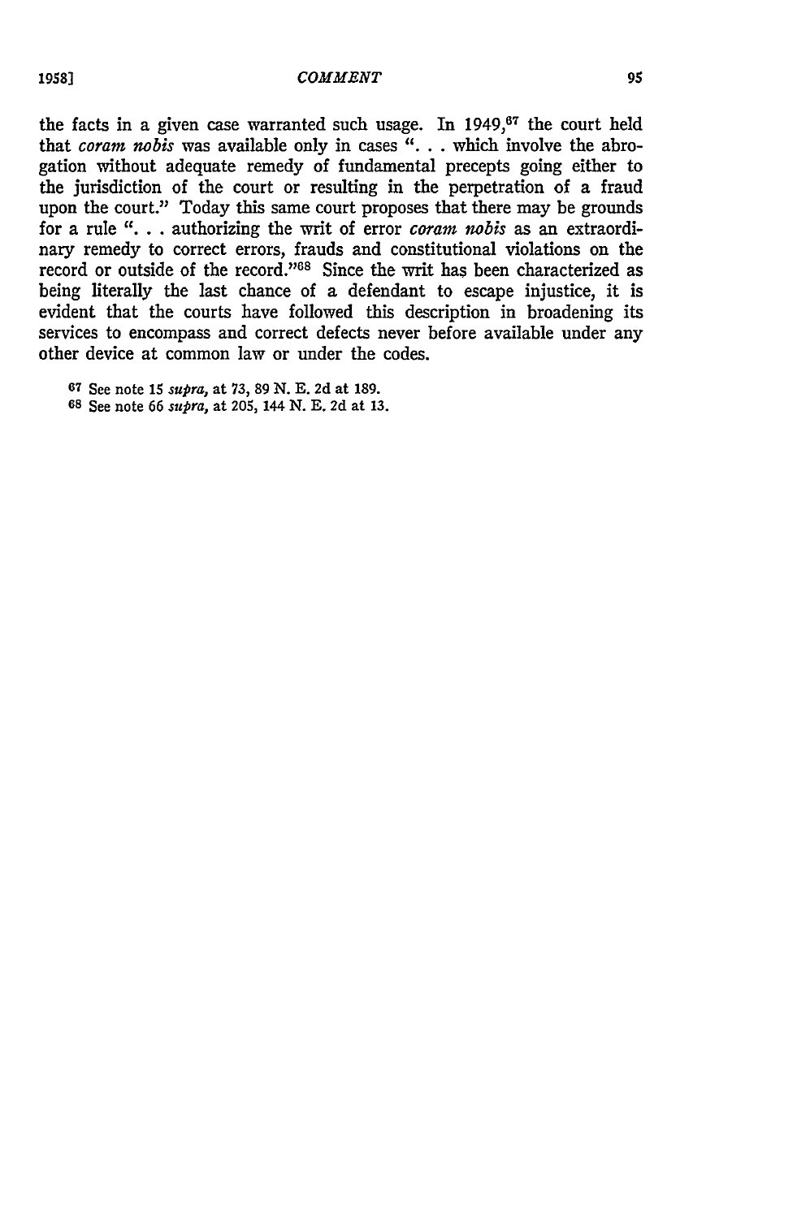the facts in a given case warranted such usage. In 1949,[67] the court held that *coram nobis* was available only in cases ". . . which involve the abrogation without adequate remedy of fundamental precepts going either to the jurisdiction of the court or resulting in the perpetration of a fraud upon the court." Today this same court proposes that there may be grounds for a rule ". . . authorizing the writ of error *coram nobis* as an extraordinary remedy to correct errors, frauds and constitutional violations on the record or outside of the record."[68] Since the writ has been characterized as being literally the last chance of a defendant to escape injustice, it is evident that the courts have followed this description in broadening its services to encompass and correct defects never before available under any other device at common law or under the codes.

[67] See note 15 *supra*, at 73, 89 N. E. 2d at 189.

[68] See note 66 *supra*, at 205, 144 N. E. 2d at 13.